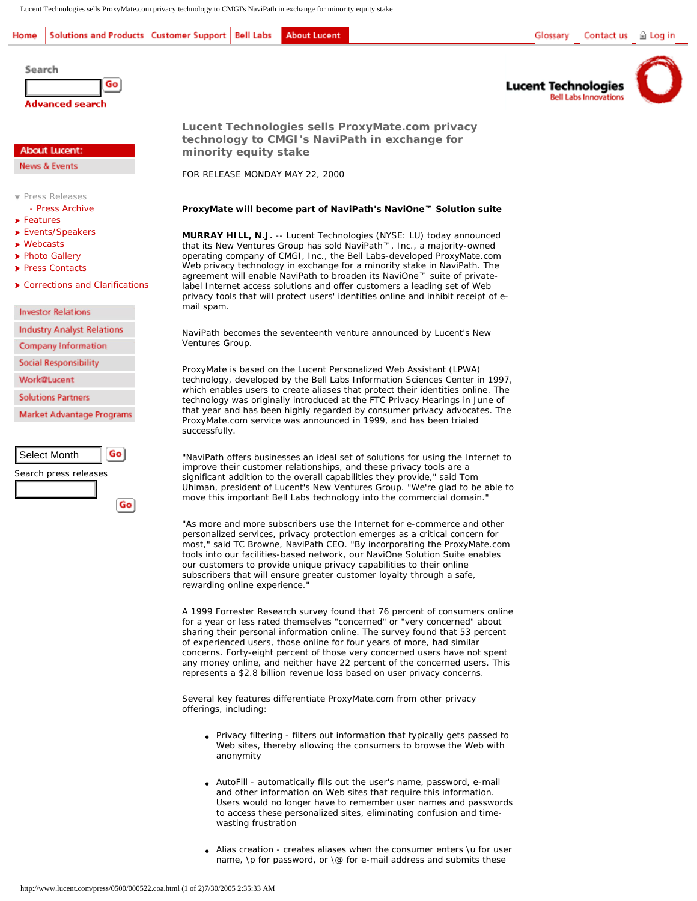# Lucent Technologies sells ProxyMate.com privacy technology to CMGI's NaviPath in exchange for minority equity stake

FOR RELEASE MONDAY MAY 22, 2000

**ProxyMate will become part of NaviPath's NaviOne™ Solution suite**

**MURRAY HILL, N.J.** -- Lucent Technologies (NYSE: LU) today announced that its New Ventures Group has sold NaviPath™, Inc., a majority-owned operating company of CMGI, Inc., the Bell Labs-developed ProxyMate.com Web privacy technology in exchange for a minority stake in NaviPath. The agreement will enable NaviPath to broaden its NaviOne™ suite of private-label Internet access solutions and offer customers a leading set of Web privacy tools that will protect users' identities online and inhibit receipt of e-mail spam.

NaviPath becomes the seventeenth venture announced by Lucent's New Ventures Group.

ProxyMate is based on the Lucent Personalized Web Assistant (LPWA) technology, developed by the Bell Labs Information Sciences Center in 1997, which enables users to create aliases that protect their identities online. The technology was originally introduced at the FTC Privacy Hearings in June of that year and has been highly regarded by consumer privacy advocates. The ProxyMate.com service was announced in 1999, and has been trialed successfully.

"NaviPath offers businesses an ideal set of solutions for using the Internet to improve their customer relationships, and these privacy tools are a significant addition to the overall capabilities they provide," said Tom Uhlman, president of Lucent's New Ventures Group. "We're glad to be able to move this important Bell Labs technology into the commercial domain."

"As more and more subscribers use the Internet for e-commerce and other personalized services, privacy protection emerges as a critical concern for most," said TC Browne, NaviPath CEO. "By incorporating the ProxyMate.com tools into our facilities-based network, our NaviOne Solution Suite enables our customers to provide unique privacy capabilities to their online subscribers that will ensure greater customer loyalty through a safe, rewarding online experience."

A 1999 Forrester Research survey found that 76 percent of consumers online for a year or less rated themselves "concerned" or "very concerned" about sharing their personal information online. The survey found that 53 percent of experienced users, those online for four years of more, had similar concerns. Forty-eight percent of those very concerned users have not spent any money online, and neither have 22 percent of the concerned users. This represents a $2.8 billion revenue loss based on user privacy concerns.

Several key features differentiate ProxyMate.com from other privacy offerings, including:

- Privacy filtering - filters out information that typically gets passed to Web sites, thereby allowing the consumers to browse the Web with anonymity
- AutoFill - automatically fills out the user's name, password, e-mail and other information on Web sites that require this information. Users would no longer have to remember user names and passwords to access these personalized sites, eliminating confusion and time-wasting frustration
- Alias creation - creates aliases when the consumer enters \u for user name, \p for password, or \@ for e-mail address and submits these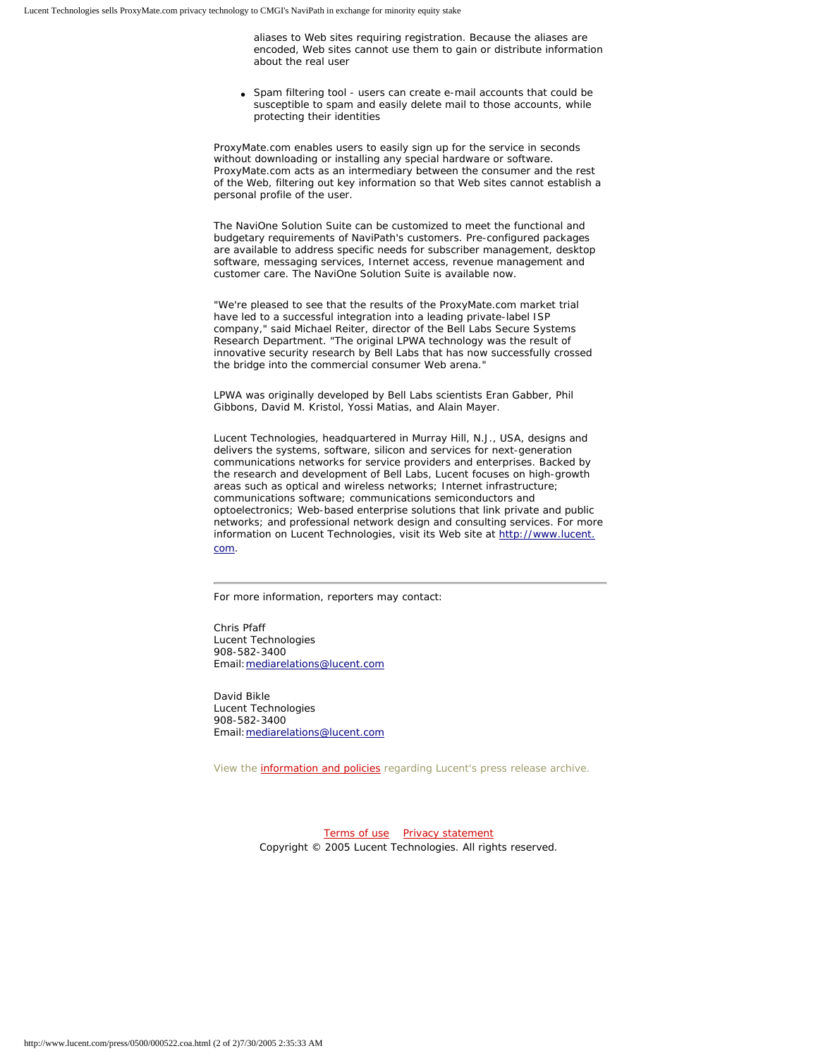aliases to Web sites requiring registration. Because the aliases are encoded, Web sites cannot use them to gain or distribute information about the real user

- Spam filtering tool - users can create e-mail accounts that could be susceptible to spam and easily delete mail to those accounts, while protecting their identities

ProxyMate.com enables users to easily sign up for the service in seconds without downloading or installing any special hardware or software. ProxyMate.com acts as an intermediary between the consumer and the rest of the Web, filtering out key information so that Web sites cannot establish a personal profile of the user.

The NaviOne Solution Suite can be customized to meet the functional and budgetary requirements of NaviPath's customers. Pre-configured packages are available to address specific needs for subscriber management, desktop software, messaging services, Internet access, revenue management and customer care. The NaviOne Solution Suite is available now.

"We're pleased to see that the results of the ProxyMate.com market trial have led to a successful integration into a leading private-label ISP company," said Michael Reiter, director of the Bell Labs Secure Systems Research Department. "The original LPWA technology was the result of innovative security research by Bell Labs that has now successfully crossed the bridge into the commercial consumer Web arena."

LPWA was originally developed by Bell Labs scientists Eran Gabber, Phil Gibbons, David M. Kristol, Yossi Matias, and Alain Mayer.

Lucent Technologies, headquartered in Murray Hill, N.J., USA, designs and delivers the systems, software, silicon and services for next-generation communications networks for service providers and enterprises. Backed by the research and development of Bell Labs, Lucent focuses on high-growth areas such as optical and wireless networks; Internet infrastructure; communications software; communications semiconductors and optoelectronics; Web-based enterprise solutions that link private and public networks; and professional network design and consulting services. For more information on Lucent Technologies, visit its Web site at http://www.lucent.com.

---

For more information, reporters may contact:

Chris Pfaff
Lucent Technologies
908-582-3400
Email: mediarelations@lucent.com

David Bikle
Lucent Technologies
908-582-3400
Email: mediarelations@lucent.com

View the information and policies regarding Lucent's press release archive.

Terms of use    Privacy statement
Copyright © 2005 Lucent Technologies. All rights reserved.